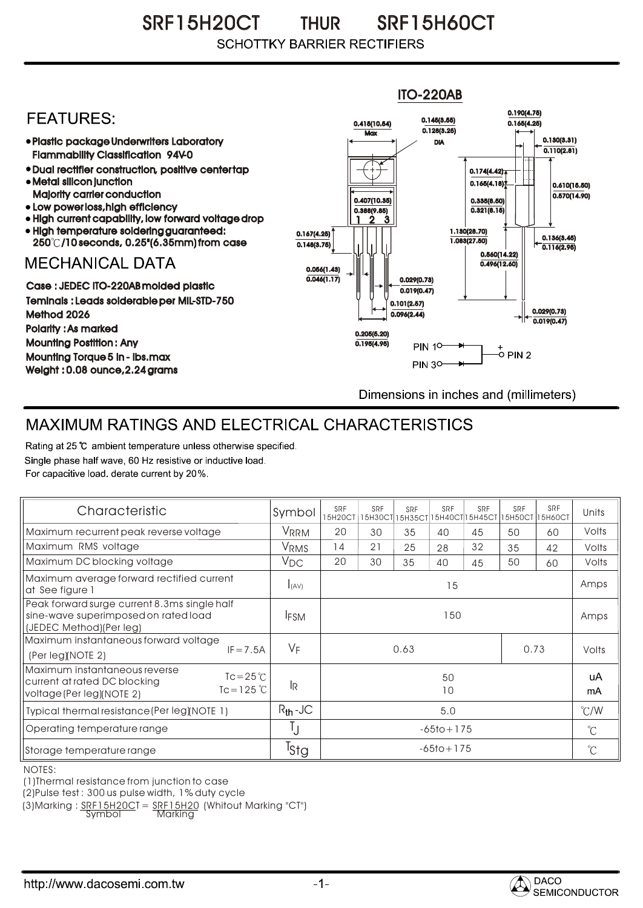# SRF15H20CT THUR SRF15H60CT

SCHOTTKY BARRIER RECTIFIERS

## FEATURES:

- Plastic package Underwriters Laboratory Flammability Classification 94V-0
- Dual rectifier construction, positive center tap
- Metal silicon junction Majority carrier conduction
- Low power loss, high efficiency
- High current capability, low forward voltage drop
- High temperature soldering guaranteed: 250℃/10 seconds, 0.25"(6.35mm) from case

## MECHANICAL DATA

Case : JEDEC ITO-220AB molded plastic

Teminals : Leads solderable per MIL-STD-750 Method 2026

Polarity : As marked

Mounting Postition : Any

Mounting Torque 5 in - lbs.max

Weight : 0.08 ounce, 2.24 grams

ITO-220AB

0.415(10.54) Max
0.145(3.55) 0.128(3.25) DIA
0.190(4.75) 0.165(4.25)
0.130(3.31) 0.110(2.81)
0.174(4.42) 0.165(4.18)
0.610(15.50) 0.570(14.90)
0.407(10.35) 0.388(9.85)
0.335(8.50) 0.321(8.15)
1 2 3
0.167(4.25) 0.148(3.75)
1.130(28.70) 1.083(27.50)
0.136(3.45) 0.116(2.95)
0.560(14.22) 0.495(12.50)
0.056(1.43) 0.046(1.17)
0.029(0.73) 0.019(0.47)
0.101(2.57) 0.096(2.44)
0.029(0.73) 0.019(0.47)
0.205(5.20) 0.195(4.95)
PIN 1
PIN 2
PIN 3
+

Dimensions in inches and (millimeters)

## MAXIMUM RATINGS AND ELECTRICAL CHARACTERISTICS

Rating at 25 ℃ ambient temperature unless otherwise specified.
Single phase half wave, 60 Hz resistive or inductive load.
For capacitive load. derate current by 20%.

| Characteristic | Symbol | SRF 15H20CT | SRF 15H30CT | SRF 15H35CT | SRF 15H40CT | SRF 15H45CT | SRF 15H50CT | SRF 15H60CT | Units |
|---|---|---|---|---|---|---|---|---|---|
| Maximum recurrent peak reverse voltage | $V_{RRM}$ | 20 | 30 | 35 | 40 | 45 | 50 | 60 | Volts |
| Maximum RMS voltage | $V_{RMS}$ | 14 | 21 | 25 | 28 | 32 | 35 | 42 | Volts |
| Maximum DC blocking voltage | $V_{DC}$ | 20 | 30 | 35 | 40 | 45 | 50 | 60 | Volts |
| Maximum average forward rectified current at See figure 1 | $I_{(AV)}$ | 15 | | | | | | | Amps |
| Peak forward surge current 8.3ms single half sine-wave superimposed on rated load (JEDEC Method)(Per leg) | $I_{FSM}$ | 150 | | | | | | | Amps |
| Maximum instantaneous forward voltage (Per leg)(NOTE 2) IF=7.5A | $V_F$ | 0.63 | | | | | 0.73 | | Volts |
| Maximum instantaneous reverse current at rated DC blocking voltage (Per leg)(NOTE 2) Tc=25℃ / Tc=125℃ | $I_R$ | 50 / 10 | | | | | | | uA / mA |
| Typical thermal resistance (Per leg)(NOTE 1) | $R_{th}$-JC | 5.0 | | | | | | | ℃/W |
| Operating temperature range | $T_J$ | -65to+175 | | | | | | | ℃ |
| Storage temperature range | $T_{Stg}$ | -65to+175 | | | | | | | ℃ |

NOTES:

(1)Thermal resistance from junction to case

(2)Pulse test : 300 us pulse width, 1% duty cycle

(3)Marking : SRF15H20CT = SRF15H20 (Whitout Marking "CT")
Symbol Marking

http://www.dacosemi.com.tw

DACO SEMICONDUCTOR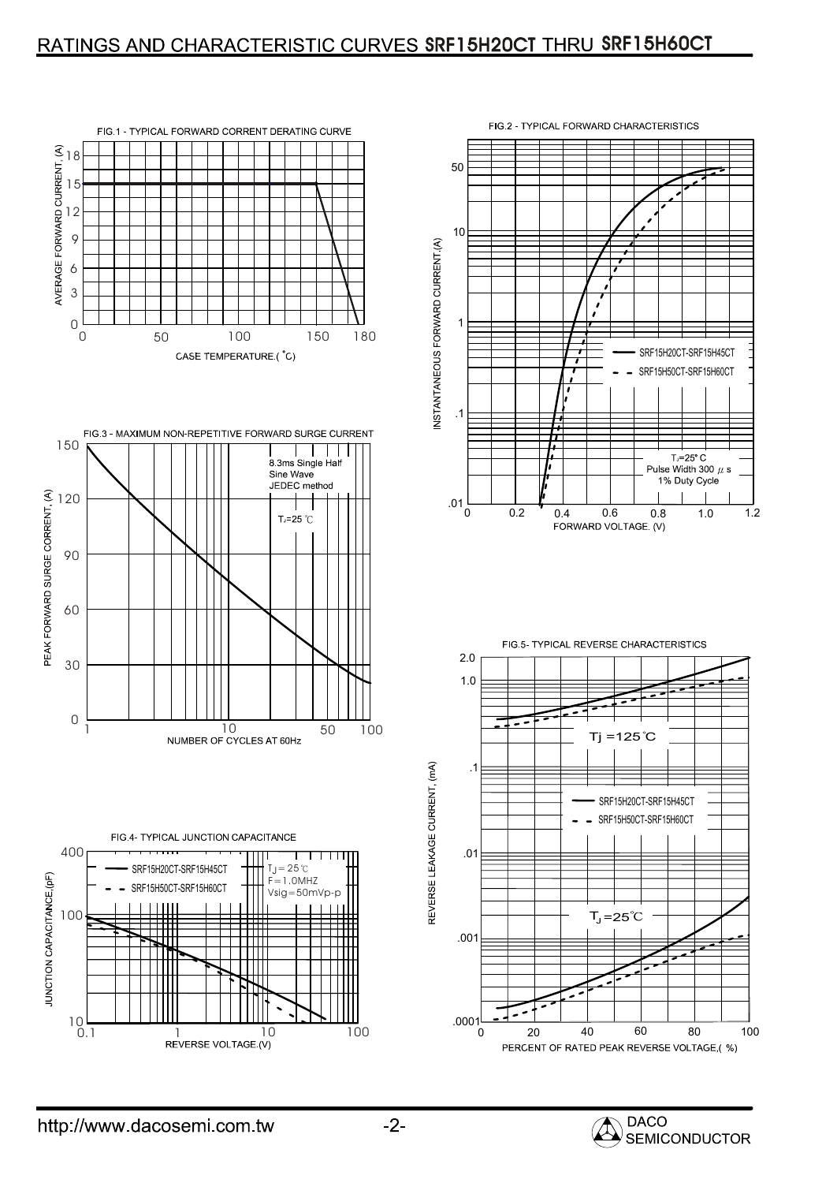# RATINGS AND CHARACTERISTIC CURVES SRF15H20CT THRU SRF15H60CT

FIG.1 - TYPICAL FORWARD CORRENT DERATING CURVE

AVERAGE FORWARD CURRENT, (A)

18
15
12
9
6
3
0

0 50 100 150 180

CASE TEMPERATURE.( °C)

FIG.2 - TYPICAL FORWARD CHARACTERISTICS

INSTANTANEOUS FORWARD CURRENT,(A)

50
10
1
.1
.01

0 0.2 0.4 0.6 0.8 1.0 1.2

FORWARD VOLTAGE. (V)

SRF15H20CT-SRF15H45CT

SRF15H50CT-SRF15H60CT

$T_J$=25° C
Pulse Width 300 $\mu$ s
1% Duty Cycle

FIG.3 - MAXIMUM NON-REPETITIVE FORWARD SURGE CURRENT

PEAK FORWARD SURGE CORRENT, (A)

150
120
90
60
30
0

1 10 50 100

NUMBER OF CYCLES AT 60Hz

8.3ms Single Half
Sine Wave
JEDEC method

$T_J$=25 ℃

FIG.4- TYPICAL JUNCTION CAPACITANCE

JUNCTION CAPACITANCE,(pF)

400
100
10

0.1 1 10 100

REVERSE VOLTAGE.(V)

SRF15H20CT-SRF15H45CT

SRF15H50CT-SRF15H60CT

$T_J$= 25℃
F=1.0MHZ
Vsig=50mVp-p

FIG.5- TYPICAL REVERSE CHARACTERISTICS

REVERSE LEAKAGE CURRENT, (mA)

2.0
1.0
.1
.01
.001
.0001

0 20 40 60 80 100

PERCENT OF RATED PEAK REVERSE VOLTAGE,( %)

Tj =125℃

SRF15H20CT-SRF15H45CT

SRF15H50CT-SRF15H60CT

$T_J$=25℃

http://www.dacosemi.com.tw

DACO SEMICONDUCTOR